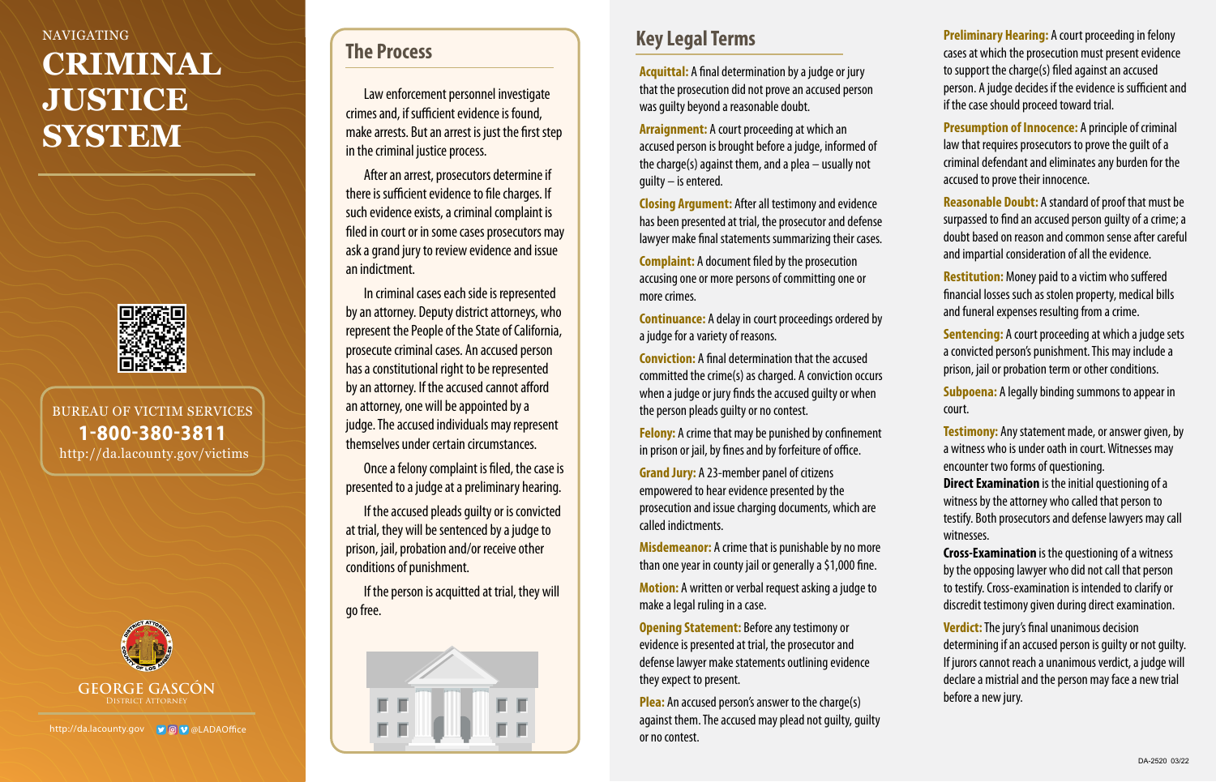NAVIGATING

# CRIMINAL JUSTICE SYSTEM

BUREAU OF VICTIM SERVICES
**1-800-380-3811**
http://da.lacounty.gov/victims

GEORGE GASCÓN
District Attorney

http://da.lacounty.gov @LADAOffice

## The Process

Law enforcement personnel investigate crimes and, if sufficient evidence is found, make arrests. But an arrest is just the first step in the criminal justice process.

After an arrest, prosecutors determine if there is sufficient evidence to file charges. If such evidence exists, a criminal complaint is filed in court or in some cases prosecutors may ask a grand jury to review evidence and issue an indictment.

In criminal cases each side is represented by an attorney. Deputy district attorneys, who represent the People of the State of California, prosecute criminal cases. An accused person has a constitutional right to be represented by an attorney. If the accused cannot afford an attorney, one will be appointed by a judge. The accused individuals may represent themselves under certain circumstances.

Once a felony complaint is filed, the case is presented to a judge at a preliminary hearing.

If the accused pleads guilty or is convicted at trial, they will be sentenced by a judge to prison, jail, probation and/or receive other conditions of punishment.

If the person is acquitted at trial, they will go free.

## Key Legal Terms

**Acquittal:** A final determination by a judge or jury that the prosecution did not prove an accused person was guilty beyond a reasonable doubt.

**Arraignment:** A court proceeding at which an accused person is brought before a judge, informed of the charge(s) against them, and a plea – usually not guilty – is entered.

**Closing Argument:** After all testimony and evidence has been presented at trial, the prosecutor and defense lawyer make final statements summarizing their cases.

**Complaint:** A document filed by the prosecution accusing one or more persons of committing one or more crimes.

**Continuance:** A delay in court proceedings ordered by a judge for a variety of reasons.

**Conviction:** A final determination that the accused committed the crime(s) as charged. A conviction occurs when a judge or jury finds the accused guilty or when the person pleads guilty or no contest.

**Felony:** A crime that may be punished by confinement in prison or jail, by fines and by forfeiture of office.

**Grand Jury:** A 23-member panel of citizens empowered to hear evidence presented by the prosecution and issue charging documents, which are called indictments.

**Misdemeanor:** A crime that is punishable by no more than one year in county jail or generally a $1,000 fine.

**Motion:** A written or verbal request asking a judge to make a legal ruling in a case.

**Opening Statement:** Before any testimony or evidence is presented at trial, the prosecutor and defense lawyer make statements outlining evidence they expect to present.

**Plea:** An accused person's answer to the charge(s) against them. The accused may plead not guilty, guilty or no contest.

**Preliminary Hearing:** A court proceeding in felony cases at which the prosecution must present evidence to support the charge(s) filed against an accused person. A judge decides if the evidence is sufficient and if the case should proceed toward trial.

**Presumption of Innocence:** A principle of criminal law that requires prosecutors to prove the guilt of a criminal defendant and eliminates any burden for the accused to prove their innocence.

**Reasonable Doubt:** A standard of proof that must be surpassed to find an accused person guilty of a crime; a doubt based on reason and common sense after careful and impartial consideration of all the evidence.

**Restitution:** Money paid to a victim who suffered financial losses such as stolen property, medical bills and funeral expenses resulting from a crime.

**Sentencing:** A court proceeding at which a judge sets a convicted person's punishment. This may include a prison, jail or probation term or other conditions.

**Subpoena:** A legally binding summons to appear in court.

**Testimony:** Any statement made, or answer given, by a witness who is under oath in court. Witnesses may encounter two forms of questioning.

**Direct Examination** is the initial questioning of a witness by the attorney who called that person to testify. Both prosecutors and defense lawyers may call witnesses.

**Cross-Examination** is the questioning of a witness by the opposing lawyer who did not call that person to testify. Cross-examination is intended to clarify or discredit testimony given during direct examination.

**Verdict:** The jury's final unanimous decision determining if an accused person is guilty or not guilty. If jurors cannot reach a unanimous verdict, a judge will declare a mistrial and the person may face a new trial before a new jury.

DA-2520 03/22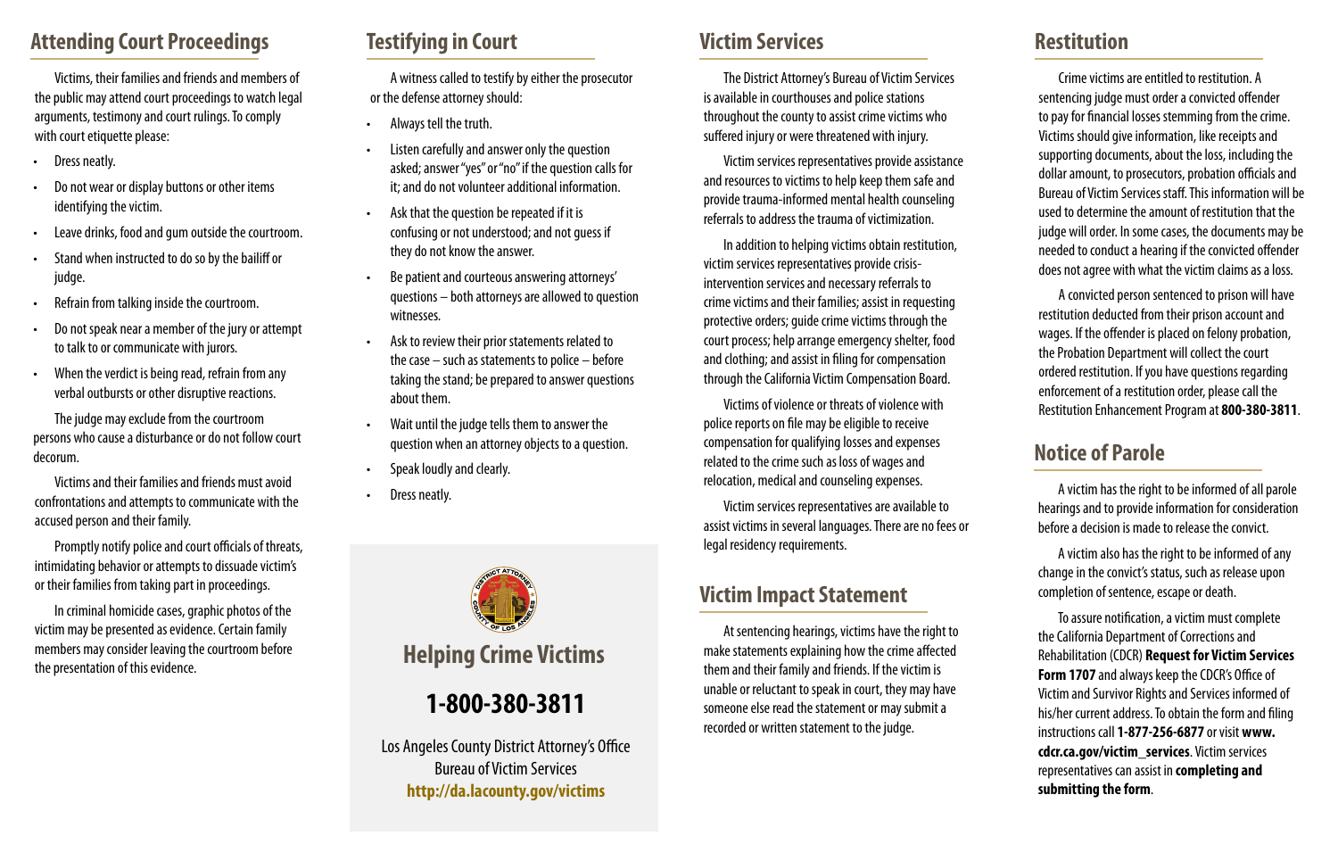## Attending Court Proceedings

Victims, their families and friends and members of the public may attend court proceedings to watch legal arguments, testimony and court rulings. To comply with court etiquette please:

- Dress neatly.
- Do not wear or display buttons or other items identifying the victim.
- Leave drinks, food and gum outside the courtroom.
- Stand when instructed to do so by the bailiff or judge.
- Refrain from talking inside the courtroom.
- Do not speak near a member of the jury or attempt to talk to or communicate with jurors.
- When the verdict is being read, refrain from any verbal outbursts or other disruptive reactions.

The judge may exclude from the courtroom persons who cause a disturbance or do not follow court decorum.

Victims and their families and friends must avoid confrontations and attempts to communicate with the accused person and their family.

Promptly notify police and court officials of threats, intimidating behavior or attempts to dissuade victim's or their families from taking part in proceedings.

In criminal homicide cases, graphic photos of the victim may be presented as evidence. Certain family members may consider leaving the courtroom before the presentation of this evidence.

## Testifying in Court

A witness called to testify by either the prosecutor or the defense attorney should:

- Always tell the truth.
- Listen carefully and answer only the question asked; answer "yes" or "no" if the question calls for it; and do not volunteer additional information.
- Ask that the question be repeated if it is confusing or not understood; and not guess if they do not know the answer.
- Be patient and courteous answering attorneys' questions – both attorneys are allowed to question witnesses.
- Ask to review their prior statements related to the case – such as statements to police – before taking the stand; be prepared to answer questions about them.
- Wait until the judge tells them to answer the question when an attorney objects to a question.
- Speak loudly and clearly.
- Dress neatly.

## Helping Crime Victims

## 1-800-380-3811

Los Angeles County District Attorney's Office
Bureau of Victim Services
**http://da.lacounty.gov/victims**

## Victim Services

The District Attorney's Bureau of Victim Services is available in courthouses and police stations throughout the county to assist crime victims who suffered injury or were threatened with injury.

Victim services representatives provide assistance and resources to victims to help keep them safe and provide trauma-informed mental health counseling referrals to address the trauma of victimization.

In addition to helping victims obtain restitution, victim services representatives provide crisis-intervention services and necessary referrals to crime victims and their families; assist in requesting protective orders; guide crime victims through the court process; help arrange emergency shelter, food and clothing; and assist in filing for compensation through the California Victim Compensation Board.

Victims of violence or threats of violence with police reports on file may be eligible to receive compensation for qualifying losses and expenses related to the crime such as loss of wages and relocation, medical and counseling expenses.

Victim services representatives are available to assist victims in several languages. There are no fees or legal residency requirements.

## Victim Impact Statement

At sentencing hearings, victims have the right to make statements explaining how the crime affected them and their family and friends. If the victim is unable or reluctant to speak in court, they may have someone else read the statement or may submit a recorded or written statement to the judge.

## Restitution

Crime victims are entitled to restitution. A sentencing judge must order a convicted offender to pay for financial losses stemming from the crime. Victims should give information, like receipts and supporting documents, about the loss, including the dollar amount, to prosecutors, probation officials and Bureau of Victim Services staff. This information will be used to determine the amount of restitution that the judge will order. In some cases, the documents may be needed to conduct a hearing if the convicted offender does not agree with what the victim claims as a loss.

A convicted person sentenced to prison will have restitution deducted from their prison account and wages. If the offender is placed on felony probation, the Probation Department will collect the court ordered restitution. If you have questions regarding enforcement of a restitution order, please call the Restitution Enhancement Program at **800-380-3811**.

## Notice of Parole

A victim has the right to be informed of all parole hearings and to provide information for consideration before a decision is made to release the convict.

A victim also has the right to be informed of any change in the convict's status, such as release upon completion of sentence, escape or death.

To assure notification, a victim must complete the California Department of Corrections and Rehabilitation (CDCR) **Request for Victim Services Form 1707** and always keep the CDCR's Office of Victim and Survivor Rights and Services informed of his/her current address. To obtain the form and filing instructions call **1-877-256-6877** or visit **www.cdcr.ca.gov/victim_services**. Victim services representatives can assist in **completing and submitting the form**.